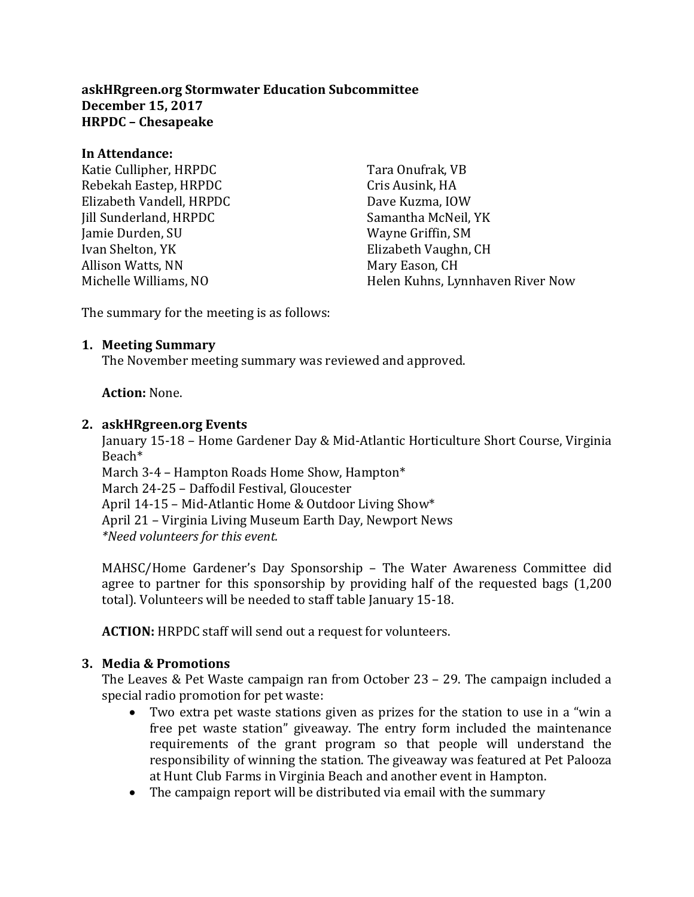**askHRgreen.org Stormwater Education Subcommittee**
**December 15, 2017**
**HRPDC – Chesapeake**

**In Attendance:**

Katie Cullipher, HRPDC
Rebekah Eastep, HRPDC
Elizabeth Vandell, HRPDC
Jill Sunderland, HRPDC
Jamie Durden, SU
Ivan Shelton, YK
Allison Watts, NN
Michelle Williams, NO
Tara Onufrak, VB
Cris Ausink, HA
Dave Kuzma, IOW
Samantha McNeil, YK
Wayne Griffin, SM
Elizabeth Vaughn, CH
Mary Eason, CH
Helen Kuhns, Lynnhaven River Now

The summary for the meeting is as follows:

1. **Meeting Summary**

   The November meeting summary was reviewed and approved.

   **Action:** None.

2. **askHRgreen.org Events**

   January 15-18 – Home Gardener Day & Mid-Atlantic Horticulture Short Course, Virginia Beach*
   March 3-4 – Hampton Roads Home Show, Hampton*
   March 24-25 – Daffodil Festival, Gloucester
   April 14-15 – Mid-Atlantic Home & Outdoor Living Show*
   April 21 – Virginia Living Museum Earth Day, Newport News
   *\*Need volunteers for this event.*

   MAHSC/Home Gardener's Day Sponsorship – The Water Awareness Committee did agree to partner for this sponsorship by providing half of the requested bags (1,200 total). Volunteers will be needed to staff table January 15-18.

   **ACTION:** HRPDC staff will send out a request for volunteers.

3. **Media & Promotions**

   The Leaves & Pet Waste campaign ran from October 23 – 29. The campaign included a special radio promotion for pet waste:

   - Two extra pet waste stations given as prizes for the station to use in a "win a free pet waste station" giveaway. The entry form included the maintenance requirements of the grant program so that people will understand the responsibility of winning the station. The giveaway was featured at Pet Palooza at Hunt Club Farms in Virginia Beach and another event in Hampton.
   - The campaign report will be distributed via email with the summary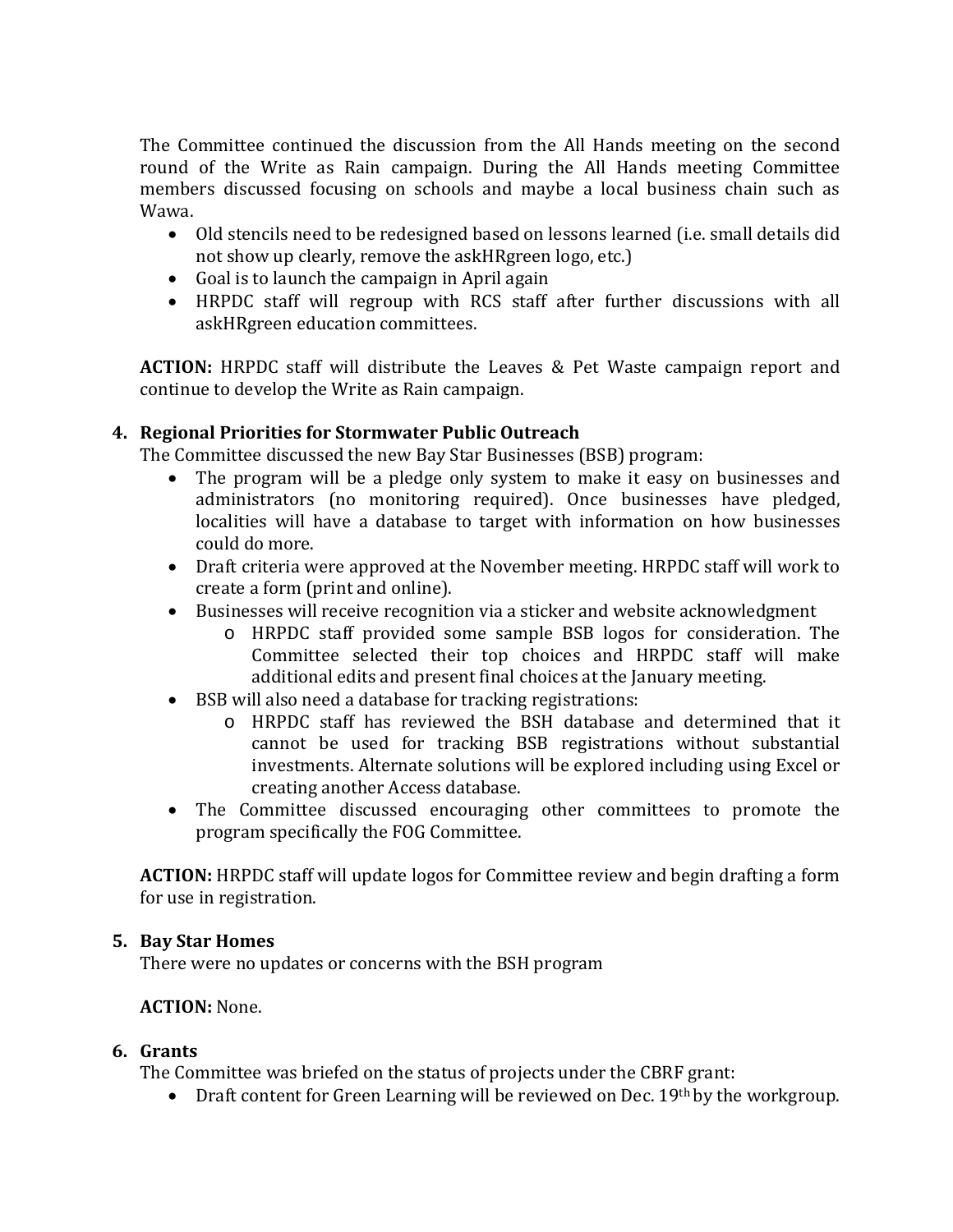The Committee continued the discussion from the All Hands meeting on the second round of the Write as Rain campaign. During the All Hands meeting Committee members discussed focusing on schools and maybe a local business chain such as Wawa.

- Old stencils need to be redesigned based on lessons learned (i.e. small details did not show up clearly, remove the askHRgreen logo, etc.)
- Goal is to launch the campaign in April again
- HRPDC staff will regroup with RCS staff after further discussions with all askHRgreen education committees.

**ACTION:** HRPDC staff will distribute the Leaves & Pet Waste campaign report and continue to develop the Write as Rain campaign.

4. **Regional Priorities for Stormwater Public Outreach**

   The Committee discussed the new Bay Star Businesses (BSB) program:

   - The program will be a pledge only system to make it easy on businesses and administrators (no monitoring required). Once businesses have pledged, localities will have a database to target with information on how businesses could do more.
   - Draft criteria were approved at the November meeting. HRPDC staff will work to create a form (print and online).
   - Businesses will receive recognition via a sticker and website acknowledgment
     - HRPDC staff provided some sample BSB logos for consideration. The Committee selected their top choices and HRPDC staff will make additional edits and present final choices at the January meeting.
   - BSB will also need a database for tracking registrations:
     - HRPDC staff has reviewed the BSH database and determined that it cannot be used for tracking BSB registrations without substantial investments. Alternate solutions will be explored including using Excel or creating another Access database.
   - The Committee discussed encouraging other committees to promote the program specifically the FOG Committee.

   **ACTION:** HRPDC staff will update logos for Committee review and begin drafting a form for use in registration.

5. **Bay Star Homes**

   There were no updates or concerns with the BSH program

   **ACTION:** None.

6. **Grants**

   The Committee was briefed on the status of projects under the CBRF grant:

   - Draft content for Green Learning will be reviewed on Dec. 19th by the workgroup.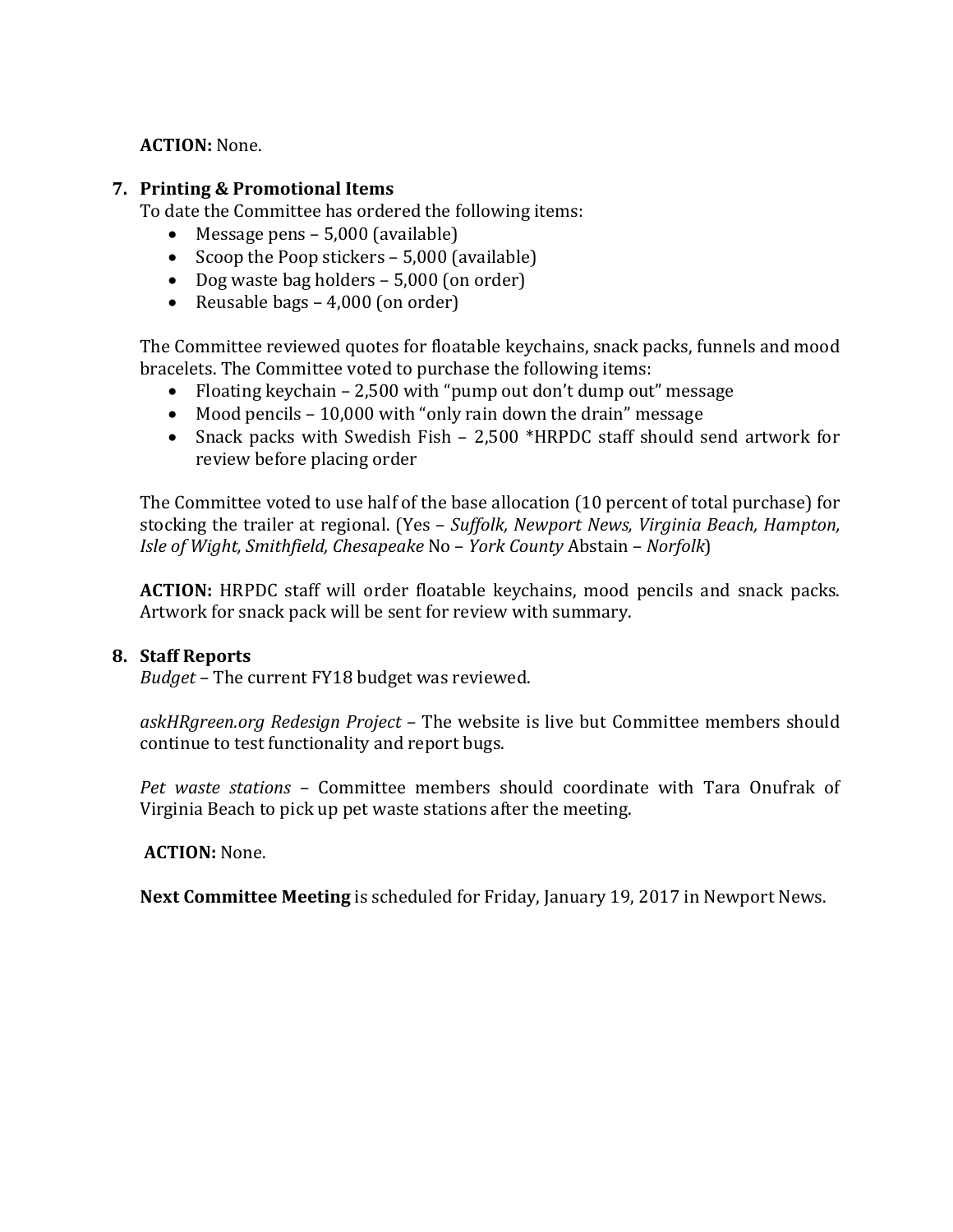**ACTION:** None.

7. **Printing & Promotional Items**

   To date the Committee has ordered the following items:

   - Message pens – 5,000 (available)
   - Scoop the Poop stickers – 5,000 (available)
   - Dog waste bag holders – 5,000 (on order)
   - Reusable bags – 4,000 (on order)

   The Committee reviewed quotes for floatable keychains, snack packs, funnels and mood bracelets. The Committee voted to purchase the following items:

   - Floating keychain – 2,500 with "pump out don't dump out" message
   - Mood pencils – 10,000 with "only rain down the drain" message
   - Snack packs with Swedish Fish – 2,500 *HRPDC staff should send artwork for review before placing order

   The Committee voted to use half of the base allocation (10 percent of total purchase) for stocking the trailer at regional. (Yes – *Suffolk, Newport News, Virginia Beach, Hampton, Isle of Wight, Smithfield, Chesapeake* No – *York County* Abstain – *Norfolk*)

   **ACTION:** HRPDC staff will order floatable keychains, mood pencils and snack packs. Artwork for snack pack will be sent for review with summary.

8. **Staff Reports**

   *Budget* – The current FY18 budget was reviewed.

   *askHRgreen.org Redesign Project* – The website is live but Committee members should continue to test functionality and report bugs.

   *Pet waste stations* – Committee members should coordinate with Tara Onufrak of Virginia Beach to pick up pet waste stations after the meeting.

   **ACTION:** None.

**Next Committee Meeting** is scheduled for Friday, January 19, 2017 in Newport News.